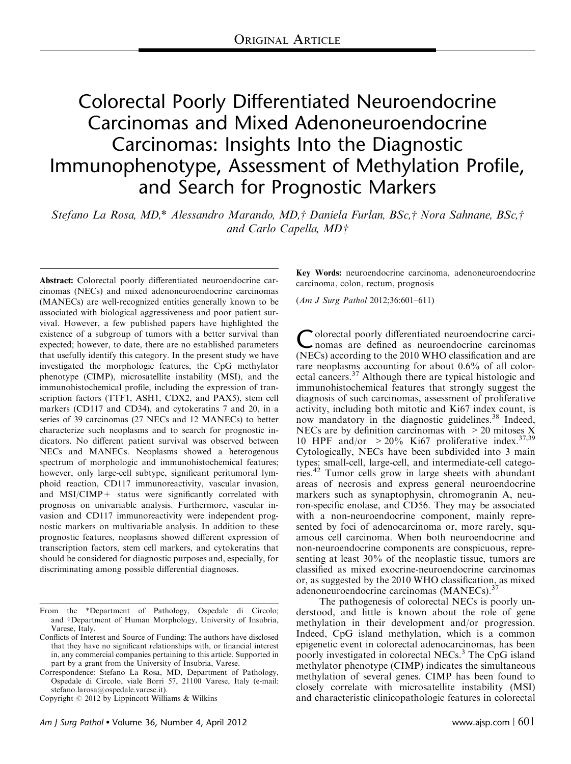ORIGINAL ARTICLE

# Colorectal Poorly Differentiated Neuroendocrine Carcinomas and Mixed Adenoneuroendocrine Carcinomas: Insights Into the Diagnostic Immunophenotype, Assessment of Methylation Profile, and Search for Prognostic Markers

*Stefano La Rosa, MD,\* Alessandro Marando, MD,† Daniela Furlan, BSc,† Nora Sahnane, BSc,† and Carlo Capella, MD†*

**Abstract:** Colorectal poorly differentiated neuroendocrine carcinomas (NECs) and mixed adenoneuroendocrine carcinomas (MANECs) are well-recognized entities generally known to be associated with biological aggressiveness and poor patient survival. However, a few published papers have highlighted the existence of a subgroup of tumors with a better survival than expected; however, to date, there are no established parameters that usefully identify this category. In the present study we have investigated the morphologic features, the CpG methylator phenotype (CIMP), microsatellite instability (MSI), and the immunohistochemical profile, including the expression of transcription factors (TTF1, ASH1, CDX2, and PAX5), stem cell markers (CD117 and CD34), and cytokeratins 7 and 20, in a series of 39 carcinomas (27 NECs and 12 MANECs) to better characterize such neoplasms and to search for prognostic indicators. No different patient survival was observed between NECs and MANECs. Neoplasms showed a heterogenous spectrum of morphologic and immunohistochemical features; however, only large-cell subtype, significant peritumoral lymphoid reaction, CD117 immunoreactivity, vascular invasion, and MSI/CIMP+ status were significantly correlated with prognosis on univariable analysis. Furthermore, vascular invasion and CD117 immunoreactivity were independent prognostic markers on multivariable analysis. In addition to these prognostic features, neoplasms showed different expression of transcription factors, stem cell markers, and cytokeratins that should be considered for diagnostic purposes and, especially, for discriminating among possible differential diagnoses.

**Key Words:** neuroendocrine carcinoma, adenoneuroendocrine carcinoma, colon, rectum, prognosis

(*Am J Surg Pathol* 2012;36:601–611)

Colorectal poorly differentiated neuroendocrine carcinomas are defined as neuroendocrine carcinomas (NECs) according to the 2010 WHO classification and are rare neoplasms accounting for about 0.6% of all colorectal cancers.[37] Although there are typical histologic and immunohistochemical features that strongly suggest the diagnosis of such carcinomas, assessment of proliferative activity, including both mitotic and Ki67 index count, is now mandatory in the diagnostic guidelines.[38] Indeed, NECs are by definition carcinomas with > 20 mitoses X 10 HPF and/or > 20% Ki67 proliferative index.[37,39] Cytologically, NECs have been subdivided into 3 main types: small-cell, large-cell, and intermediate-cell categories.[42] Tumor cells grow in large sheets with abundant areas of necrosis and express general neuroendocrine markers such as synaptophysin, chromogranin A, neuron-specific enolase, and CD56. They may be associated with a non-neuroendocrine component, mainly represented by foci of adenocarcinoma or, more rarely, squamous cell carcinoma. When both neuroendocrine and non-neuroendocrine components are conspicuous, representing at least 30% of the neoplastic tissue, tumors are classified as mixed exocrine-neuroendocrine carcinomas or, as suggested by the 2010 WHO classification, as mixed adenoneuroendocrine carcinomas (MANECs).[37]

The pathogenesis of colorectal NECs is poorly understood, and little is known about the role of gene methylation in their development and/or progression. Indeed, CpG island methylation, which is a common epigenetic event in colorectal adenocarcinomas, has been poorly investigated in colorectal NECs.[3] The CpG island methylator phenotype (CIMP) indicates the simultaneous methylation of several genes. CIMP has been found to closely correlate with microsatellite instability (MSI) and characteristic clinicopathologic features in colorectal

From the \*Department of Pathology, Ospedale di Circolo; and †Department of Human Morphology, University of Insubria, Varese, Italy.

Conflicts of Interest and Source of Funding: The authors have disclosed that they have no significant relationships with, or financial interest in, any commercial companies pertaining to this article. Supported in part by a grant from the University of Insubria, Varese.

Correspondence: Stefano La Rosa, MD, Department of Pathology, Ospedale di Circolo, viale Borri 57, 21100 Varese, Italy (e-mail: stefano.larosa@ospedale.varese.it).

Copyright © 2012 by Lippincott Williams & Wilkins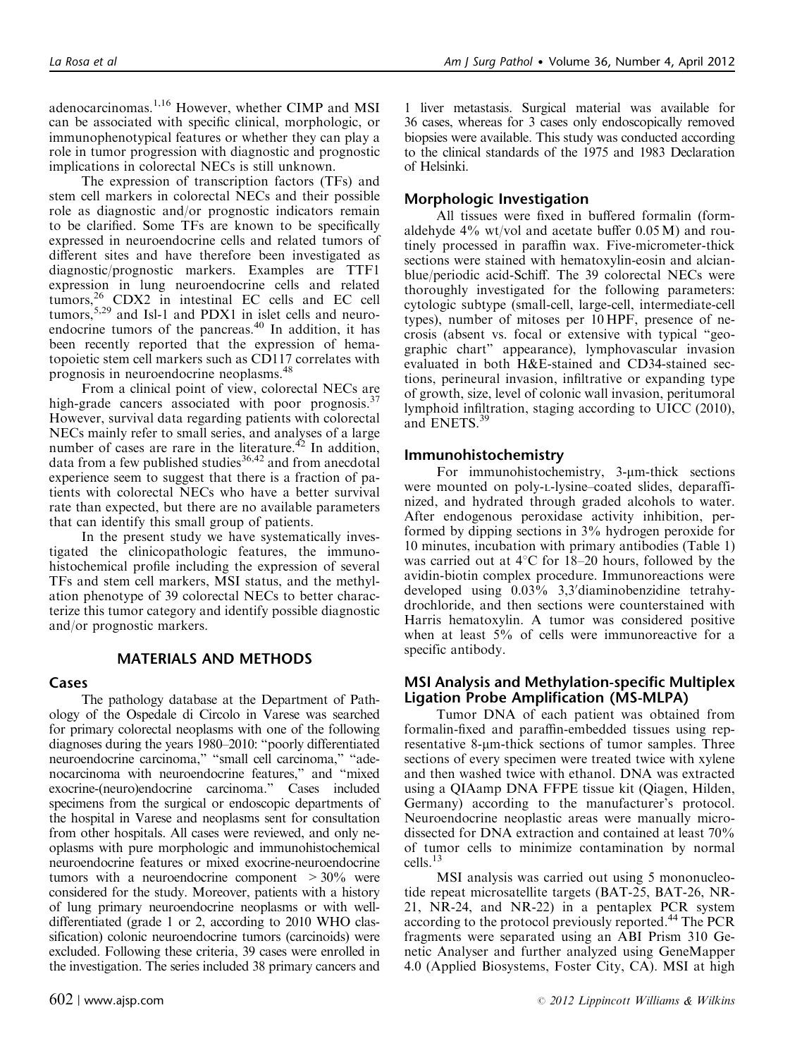adenocarcinomas.[1,16] However, whether CIMP and MSI can be associated with specific clinical, morphologic, or immunophenotypical features or whether they can play a role in tumor progression with diagnostic and prognostic implications in colorectal NECs is still unknown.

The expression of transcription factors (TFs) and stem cell markers in colorectal NECs and their possible role as diagnostic and/or prognostic indicators remain to be clarified. Some TFs are known to be specifically expressed in neuroendocrine cells and related tumors of different sites and have therefore been investigated as diagnostic/prognostic markers. Examples are TTF1 expression in lung neuroendocrine cells and related tumors,[26] CDX2 in intestinal EC cells and EC cell tumors,[5,29] and Isl-1 and PDX1 in islet cells and neuroendocrine tumors of the pancreas.[40] In addition, it has been recently reported that the expression of hematopoietic stem cell markers such as CD117 correlates with prognosis in neuroendocrine neoplasms.[48]

From a clinical point of view, colorectal NECs are high-grade cancers associated with poor prognosis.[37] However, survival data regarding patients with colorectal NECs mainly refer to small series, and analyses of a large number of cases are rare in the literature.[42] In addition, data from a few published studies[36,42] and from anecdotal experience seem to suggest that there is a fraction of patients with colorectal NECs who have a better survival rate than expected, but there are no available parameters that can identify this small group of patients.

In the present study we have systematically investigated the clinicopathologic features, the immunohistochemical profile including the expression of several TFs and stem cell markers, MSI status, and the methylation phenotype of 39 colorectal NECs to better characterize this tumor category and identify possible diagnostic and/or prognostic markers.

## MATERIALS AND METHODS

### Cases

The pathology database at the Department of Pathology of the Ospedale di Circolo in Varese was searched for primary colorectal neoplasms with one of the following diagnoses during the years 1980–2010: "poorly differentiated neuroendocrine carcinoma," "small cell carcinoma," "adenocarcinoma with neuroendocrine features," and "mixed exocrine-(neuro)endocrine carcinoma." Cases included specimens from the surgical or endoscopic departments of the hospital in Varese and neoplasms sent for consultation from other hospitals. All cases were reviewed, and only neoplasms with pure morphologic and immunohistochemical neuroendocrine features or mixed exocrine-neuroendocrine tumors with a neuroendocrine component $>30\%$ were considered for the study. Moreover, patients with a history of lung primary neuroendocrine neoplasms or with well-differentiated (grade 1 or 2, according to 2010 WHO classification) colonic neuroendocrine tumors (carcinoids) were excluded. Following these criteria, 39 cases were enrolled in the investigation. The series included 38 primary cancers and 1 liver metastasis. Surgical material was available for 36 cases, whereas for 3 cases only endoscopically removed biopsies were available. This study was conducted according to the clinical standards of the 1975 and 1983 Declaration of Helsinki.

### Morphologic Investigation

All tissues were fixed in buffered formalin (formaldehyde 4% wt/vol and acetate buffer 0.05 M) and routinely processed in paraffin wax. Five-micrometer-thick sections were stained with hematoxylin-eosin and alcian-blue/periodic acid-Schiff. The 39 colorectal NECs were thoroughly investigated for the following parameters: cytologic subtype (small-cell, large-cell, intermediate-cell types), number of mitoses per 10 HPF, presence of necrosis (absent vs. focal or extensive with typical "geographic chart" appearance), lymphovascular invasion evaluated in both H&E-stained and CD34-stained sections, perineural invasion, infiltrative or expanding type of growth, size, level of colonic wall invasion, peritumoral lymphoid infiltration, staging according to UICC (2010), and ENETS.[39]

### Immunohistochemistry

For immunohistochemistry, 3-μm-thick sections were mounted on poly-L-lysine–coated slides, deparaffinized, and hydrated through graded alcohols to water. After endogenous peroxidase activity inhibition, performed by dipping sections in 3% hydrogen peroxide for 10 minutes, incubation with primary antibodies (Table 1) was carried out at 4°C for 18–20 hours, followed by the avidin-biotin complex procedure. Immunoreactions were developed using 0.03% 3,3′diaminobenzidine tetrahydrochloride, and then sections were counterstained with Harris hematoxylin. A tumor was considered positive when at least 5% of cells were immunoreactive for a specific antibody.

### MSI Analysis and Methylation-specific Multiplex Ligation Probe Amplification (MS-MLPA)

Tumor DNA of each patient was obtained from formalin-fixed and paraffin-embedded tissues using representative 8-μm-thick sections of tumor samples. Three sections of every specimen were treated twice with xylene and then washed twice with ethanol. DNA was extracted using a QIAamp DNA FFPE tissue kit (Qiagen, Hilden, Germany) according to the manufacturer's protocol. Neuroendocrine neoplastic areas were manually microdissected for DNA extraction and contained at least 70% of tumor cells to minimize contamination by normal cells.[13]

MSI analysis was carried out using 5 mononucleotide repeat microsatellite targets (BAT-25, BAT-26, NR-21, NR-24, and NR-22) in a pentaplex PCR system according to the protocol previously reported.[44] The PCR fragments were separated using an ABI Prism 310 Genetic Analyser and further analyzed using GeneMapper 4.0 (Applied Biosystems, Foster City, CA). MSI at high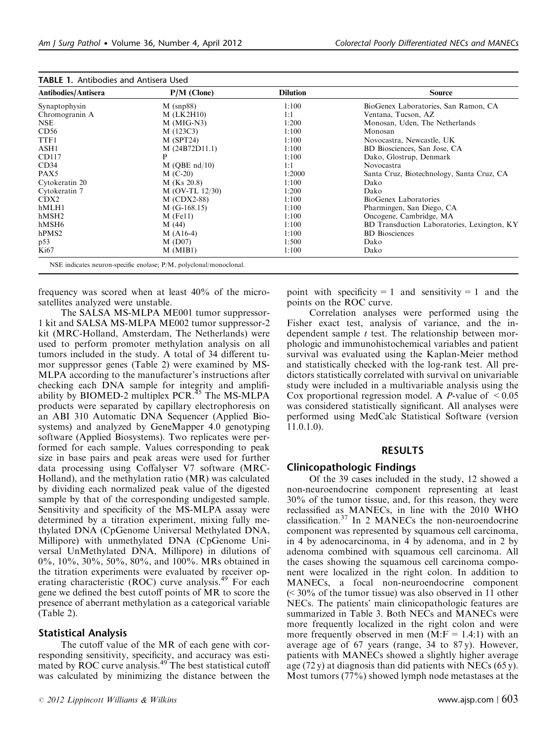**TABLE 1.** Antibodies and Antisera Used

| Antibodies/Antisera | P/M (Clone) | Dilution | Source |
|---|---|---|---|
| Synaptophysin | M (snp88) | 1:100 | BioGenex Laboratories, San Ramon, CA |
| Chromogranin A | M (LK2H10) | 1:1 | Ventana, Tucson, AZ |
| NSE | M (MIG-N3) | 1:200 | Monosan, Uden, The Netherlands |
| CD56 | M (123C3) | 1:100 | Monosan |
| TTF1 | M (SPT24) | 1:100 | Novocastra, Newcastle, UK |
| ASH1 | M (24B72D11.1) | 1:100 | BD Biosciences, San Jose, CA |
| CD117 | P | 1:100 | Dako, Glostrup, Denmark |
| CD34 | M (QBE nd/10) | 1:1 | Novocastra |
| PAX5 | M (C-20) | 1:2000 | Santa Cruz, Biotechnology, Santa Cruz, CA |
| Cytokeratin 20 | M (Ks 20.8) | 1:100 | Dako |
| Cytokeratin 7 | M (OV-TL 12/30) | 1:200 | Dako |
| CDX2 | M (CDX2-88) | 1:100 | BioGenex Laboratories |
| hMLH1 | M (G-168.15) | 1:100 | Pharmingen, San Diego, CA |
| hMSH2 | M (Fe11) | 1:100 | Oncogene, Cambridge, MA |
| hMSH6 | M (44) | 1:100 | BD Transduction Laboratories, Lexington, KY |
| hPMS2 | M (A16-4) | 1:100 | BD Biosciences |
| p53 | M (D07) | 1:500 | Dako |
| Ki67 | M (MIB1) | 1:100 | Dako |

NSE indicates neuron-specific enolase; P/M, polyclonal/monoclonal.

frequency was scored when at least 40% of the microsatellites analyzed were unstable.

The SALSA MS-MLPA ME001 tumor suppressor-1 kit and SALSA MS-MLPA ME002 tumor suppressor-2 kit (MRC-Holland, Amsterdam, The Netherlands) were used to perform promoter methylation analysis on all tumors included in the study. A total of 34 different tumor suppressor genes (Table 2) were examined by MS-MLPA according to the manufacturer's instructions after checking each DNA sample for integrity and amplifiability by BIOMED-2 multiplex PCR.[45] The MS-MLPA products were separated by capillary electrophoresis on an ABI 310 Automatic DNA Sequencer (Applied Biosystems) and analyzed by GeneMapper 4.0 genotyping software (Applied Biosystems). Two replicates were performed for each sample. Values corresponding to peak size in base pairs and peak areas were used for further data processing using Coffalyser V7 software (MRC-Holland), and the methylation ratio (MR) was calculated by dividing each normalized peak value of the digested sample by that of the corresponding undigested sample. Sensitivity and specificity of the MS-MLPA assay were determined by a titration experiment, mixing fully methylated DNA (CpGenome Universal Methylated DNA, Millipore) with unmethylated DNA (CpGenome Universal UnMethylated DNA, Millipore) in dilutions of 0%, 10%, 30%, 50%, 80%, and 100%. MRs obtained in the titration experiments were evaluated by receiver operating characteristic (ROC) curve analysis.[49] For each gene we defined the best cutoff points of MR to score the presence of aberrant methylation as a categorical variable (Table 2).

## Statistical Analysis

The cutoff value of the MR of each gene with corresponding sensitivity, specificity, and accuracy was estimated by ROC curve analysis.[49] The best statistical cutoff was calculated by minimizing the distance between the point with specificity = 1 and sensitivity = 1 and the points on the ROC curve.

Correlation analyses were performed using the Fisher exact test, analysis of variance, and the independent sample *t* test. The relationship between morphologic and immunohistochemical variables and patient survival was evaluated using the Kaplan-Meier method and statistically checked with the log-rank test. All predictors statistically correlated with survival on univariable study were included in a multivariable analysis using the Cox proportional regression model. A *P*-value of $< 0.05$ was considered statistically significant. All analyses were performed using MedCalc Statistical Software (version 11.0.1.0).

# RESULTS

## Clinicopathologic Findings

Of the 39 cases included in the study, 12 showed a non-neuroendocrine component representing at least 30% of the tumor tissue, and, for this reason, they were reclassified as MANECs, in line with the 2010 WHO classification.[37] In 2 MANECs the non-neuroendocrine component was represented by squamous cell carcinoma, in 4 by adenocarcinoma, in 4 by adenoma, and in 2 by adenoma combined with squamous cell carcinoma. All the cases showing the squamous cell carcinoma component were localized in the right colon. In addition to MANECs, a focal non-neuroendocrine component (< 30% of the tumor tissue) was also observed in 11 other NECs. The patients' main clinicopathologic features are summarized in Table 3. Both NECs and MANECs were more frequently localized in the right colon and were more frequently observed in men (M:F = 1.4:1) with an average age of 67 years (range, 34 to 87 y). However, patients with MANECs showed a slightly higher average age (72 y) at diagnosis than did patients with NECs (65 y). Most tumors (77%) showed lymph node metastases at the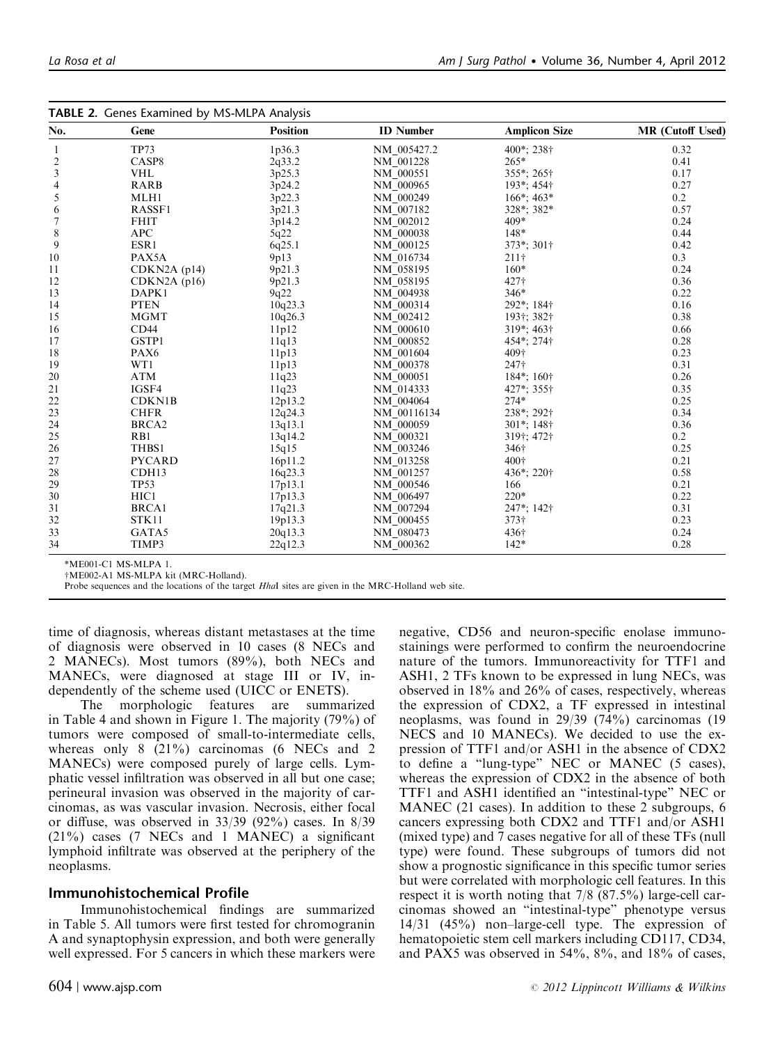**TABLE 2.** Genes Examined by MS-MLPA Analysis

| No. | Gene | Position | ID Number | Amplicon Size | MR (Cutoff Used) |
|---|---|---|---|---|---|
| 1 | TP73 | 1p36.3 | NM_005427.2 | 400*; 238† | 0.32 |
| 2 | CASP8 | 2q33.2 | NM_001228 | 265* | 0.41 |
| 3 | VHL | 3p25.3 | NM_000551 | 355*; 265† | 0.17 |
| 4 | RARB | 3p24.2 | NM_000965 | 193*; 454† | 0.27 |
| 5 | MLH1 | 3p22.3 | NM_000249 | 166*; 463* | 0.2 |
| 6 | RASSF1 | 3p21.3 | NM_007182 | 328*; 382* | 0.57 |
| 7 | FHIT | 3p14.2 | NM_002012 | 409* | 0.24 |
| 8 | APC | 5q22 | NM_000038 | 148* | 0.44 |
| 9 | ESR1 | 6q25.1 | NM_000125 | 373*; 301† | 0.42 |
| 10 | PAX5A | 9p13 | NM_016734 | 211† | 0.3 |
| 11 | CDKN2A (p14) | 9p21.3 | NM_058195 | 160* | 0.24 |
| 12 | CDKN2A (p16) | 9p21.3 | NM_058195 | 427† | 0.36 |
| 13 | DAPK1 | 9q22 | NM_004938 | 346* | 0.22 |
| 14 | PTEN | 10q23.3 | NM_000314 | 292*; 184† | 0.16 |
| 15 | MGMT | 10q26.3 | NM_002412 | 193†; 382† | 0.38 |
| 16 | CD44 | 11p12 | NM_000610 | 319*; 463† | 0.66 |
| 17 | GSTP1 | 11q13 | NM_000852 | 454*; 274† | 0.28 |
| 18 | PAX6 | 11p13 | NM_001604 | 409† | 0.23 |
| 19 | WT1 | 11p13 | NM_000378 | 247† | 0.31 |
| 20 | ATM | 11q23 | NM_000051 | 184*; 160† | 0.26 |
| 21 | IGSF4 | 11q23 | NM_014333 | 427*; 355† | 0.35 |
| 22 | CDKN1B | 12p13.2 | NM_004064 | 274* | 0.25 |
| 23 | CHFR | 12q24.3 | NM_00116134 | 238*; 292† | 0.34 |
| 24 | BRCA2 | 13q13.1 | NM_000059 | 301*; 148† | 0.36 |
| 25 | RB1 | 13q14.2 | NM_000321 | 319†; 472† | 0.2 |
| 26 | THBS1 | 15q15 | NM_003246 | 346† | 0.25 |
| 27 | PYCARD | 16p11.2 | NM_013258 | 400† | 0.21 |
| 28 | CDH13 | 16q23.3 | NM_001257 | 436*; 220† | 0.58 |
| 29 | TP53 | 17p13.1 | NM_000546 | 166 | 0.21 |
| 30 | HIC1 | 17p13.3 | NM_006497 | 220* | 0.22 |
| 31 | BRCA1 | 17q21.3 | NM_007294 | 247*; 142† | 0.31 |
| 32 | STK11 | 19p13.3 | NM_000455 | 373† | 0.23 |
| 33 | GATA5 | 20q13.3 | NM_080473 | 436† | 0.24 |
| 34 | TIMP3 | 22q12.3 | NM_000362 | 142* | 0.28 |

*ME001-C1 MS-MLPA 1.

†ME002-A1 MS-MLPA kit (MRC-Holland).

Probe sequences and the locations of the target *Hha*I sites are given in the MRC-Holland web site.

time of diagnosis, whereas distant metastases at the time of diagnosis were observed in 10 cases (8 NECs and 2 MANECs). Most tumors (89%), both NECs and MANECs, were diagnosed at stage III or IV, independently of the scheme used (UICC or ENETS).

The morphologic features are summarized in Table 4 and shown in Figure 1. The majority (79%) of tumors were composed of small-to-intermediate cells, whereas only 8 (21%) carcinomas (6 NECs and 2 MANECs) were composed purely of large cells. Lymphatic vessel infiltration was observed in all but one case; perineural invasion was observed in the majority of carcinomas, as was vascular invasion. Necrosis, either focal or diffuse, was observed in 33/39 (92%) cases. In 8/39 (21%) cases (7 NECs and 1 MANEC) a significant lymphoid infiltrate was observed at the periphery of the neoplasms.

## Immunohistochemical Profile

Immunohistochemical findings are summarized in Table 5. All tumors were first tested for chromogranin A and synaptophysin expression, and both were generally well expressed. For 5 cancers in which these markers were negative, CD56 and neuron-specific enolase immunostainings were performed to confirm the neuroendocrine nature of the tumors. Immunoreactivity for TTF1 and ASH1, 2 TFs known to be expressed in lung NECs, was observed in 18% and 26% of cases, respectively, whereas the expression of CDX2, a TF expressed in intestinal neoplasms, was found in 29/39 (74%) carcinomas (19 NECS and 10 MANECs). We decided to use the expression of TTF1 and/or ASH1 in the absence of CDX2 to define a "lung-type" NEC or MANEC (5 cases), whereas the expression of CDX2 in the absence of both TTF1 and ASH1 identified an "intestinal-type" NEC or MANEC (21 cases). In addition to these 2 subgroups, 6 cancers expressing both CDX2 and TTF1 and/or ASH1 (mixed type) and 7 cases negative for all of these TFs (null type) were found. These subgroups of tumors did not show a prognostic significance in this specific tumor series but were correlated with morphologic cell features. In this respect it is worth noting that 7/8 (87.5%) large-cell carcinomas showed an "intestinal-type" phenotype versus 14/31 (45%) non–large-cell type. The expression of hematopoietic stem cell markers including CD117, CD34, and PAX5 was observed in 54%, 8%, and 18% of cases,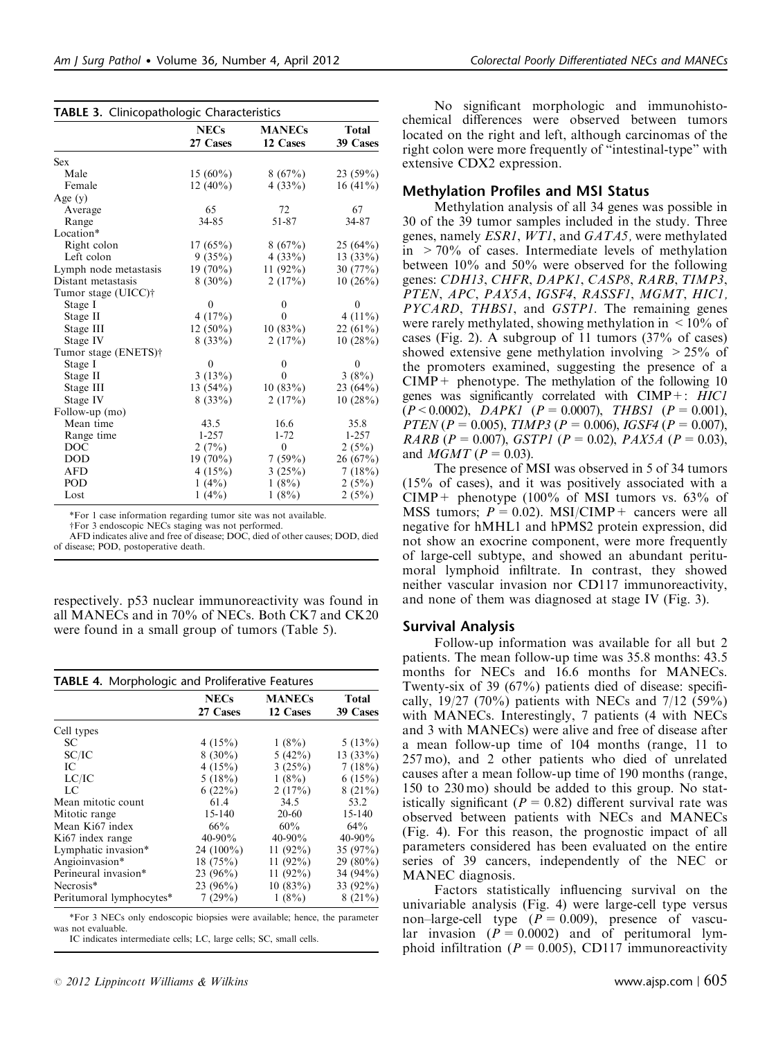**TABLE 3.** Clinicopathologic Characteristics

| | NECs 27 Cases | MANECs 12 Cases | Total 39 Cases |
|---|---|---|---|
| Sex | | | |
| Male | 15 (60%) | 8 (67%) | 23 (59%) |
| Female | 12 (40%) | 4 (33%) | 16 (41%) |
| Age (y) | | | |
| Average | 65 | 72 | 67 |
| Range | 34-85 | 51-87 | 34-87 |
| Location* | | | |
| Right colon | 17 (65%) | 8 (67%) | 25 (64%) |
| Left colon | 9 (35%) | 4 (33%) | 13 (33%) |
| Lymph node metastasis | 19 (70%) | 11 (92%) | 30 (77%) |
| Distant metastasis | 8 (30%) | 2 (17%) | 10 (26%) |
| Tumor stage (UICC)† | | | |
| Stage I | 0 | 0 | 0 |
| Stage II | 4 (17%) | 0 | 4 (11%) |
| Stage III | 12 (50%) | 10 (83%) | 22 (61%) |
| Stage IV | 8 (33%) | 2 (17%) | 10 (28%) |
| Tumor stage (ENETS)† | | | |
| Stage I | 0 | 0 | 0 |
| Stage II | 3 (13%) | 0 | 3 (8%) |
| Stage III | 13 (54%) | 10 (83%) | 23 (64%) |
| Stage IV | 8 (33%) | 2 (17%) | 10 (28%) |
| Follow-up (mo) | | | |
| Mean time | 43.5 | 16.6 | 35.8 |
| Range time | 1-257 | 1-72 | 1-257 |
| DOC | 2 (7%) | 0 | 2 (5%) |
| DOD | 19 (70%) | 7 (59%) | 26 (67%) |
| AFD | 4 (15%) | 3 (25%) | 7 (18%) |
| POD | 1 (4%) | 1 (8%) | 2 (5%) |
| Lost | 1 (4%) | 1 (8%) | 2 (5%) |

*For 1 case information regarding tumor site was not available.

†For 3 endoscopic NECs staging was not performed.

AFD indicates alive and free of disease; DOC, died of other causes; DOD, died of disease; POD, postoperative death.

respectively. p53 nuclear immunoreactivity was found in all MANECs and in 70% of NECs. Both CK7 and CK20 were found in a small group of tumors (Table 5).

**TABLE 4.** Morphologic and Proliferative Features

| | NECs 27 Cases | MANECs 12 Cases | Total 39 Cases |
|---|---|---|---|
| Cell types | | | |
| SC | 4 (15%) | 1 (8%) | 5 (13%) |
| SC/IC | 8 (30%) | 5 (42%) | 13 (33%) |
| IC | 4 (15%) | 3 (25%) | 7 (18%) |
| LC/IC | 5 (18%) | 1 (8%) | 6 (15%) |
| LC | 6 (22%) | 2 (17%) | 8 (21%) |
| Mean mitotic count | 61.4 | 34.5 | 53.2 |
| Mitotic range | 15-140 | 20-60 | 15-140 |
| Mean Ki67 index | 66% | 60% | 64% |
| Ki67 index range | 40-90% | 40-90% | 40-90% |
| Lymphatic invasion* | 24 (100%) | 11 (92%) | 35 (97%) |
| Angioinvasion* | 18 (75%) | 11 (92%) | 29 (80%) |
| Perineural invasion* | 23 (96%) | 11 (92%) | 34 (94%) |
| Necrosis* | 23 (96%) | 10 (83%) | 33 (92%) |
| Peritumoral lymphocytes* | 7 (29%) | 1 (8%) | 8 (21%) |

*For 3 NECs only endoscopic biopsies were available; hence, the parameter was not evaluable.

IC indicates intermediate cells; LC, large cells; SC, small cells.

No significant morphologic and immunohistochemical differences were observed between tumors located on the right and left, although carcinomas of the right colon were more frequently of "intestinal-type" with extensive CDX2 expression.

## Methylation Profiles and MSI Status

Methylation analysis of all 34 genes was possible in 30 of the 39 tumor samples included in the study. Three genes, namely *ESR1*, *WT1*, and *GATA5,* were methylated in > 70% of cases. Intermediate levels of methylation between 10% and 50% were observed for the following genes: *CDH13*, *CHFR*, *DAPK1*, *CASP8*, *RARB*, *TIMP3*, *PTEN*, *APC*, *PAX5A*, *IGSF4*, *RASSF1*, *MGMT*, *HIC1,* *PYCARD*, *THBS1*, and *GSTP1*. The remaining genes were rarely methylated, showing methylation in < 10% of cases (Fig. 2). A subgroup of 11 tumors (37% of cases) showed extensive gene methylation involving > 25% of the promoters examined, suggesting the presence of a CIMP+ phenotype. The methylation of the following 10 genes was significantly correlated with CIMP+: *HIC1* ($P < 0.0002$), *DAPK1* ($P = 0.0007$), *THBS1* ($P = 0.001$), *PTEN* ($P = 0.005$), *TIMP3* ($P = 0.006$), *IGSF4* ($P = 0.007$), *RARB* ($P = 0.007$), *GSTP1* ($P = 0.02$), *PAX5A* ($P = 0.03$), and *MGMT* ($P = 0.03$).

The presence of MSI was observed in 5 of 34 tumors (15% of cases), and it was positively associated with a CIMP+ phenotype (100% of MSI tumors vs. 63% of MSS tumors; $P = 0.02$). MSI/CIMP+ cancers were all negative for hMHL1 and hPMS2 protein expression, did not show an exocrine component, were more frequently of large-cell subtype, and showed an abundant peritumoral lymphoid infiltrate. In contrast, they showed neither vascular invasion nor CD117 immunoreactivity, and none of them was diagnosed at stage IV (Fig. 3).

## Survival Analysis

Follow-up information was available for all but 2 patients. The mean follow-up time was 35.8 months: 43.5 months for NECs and 16.6 months for MANECs. Twenty-six of 39 (67%) patients died of disease: specifically, 19/27 (70%) patients with NECs and 7/12 (59%) with MANECs. Interestingly, 7 patients (4 with NECs and 3 with MANECs) were alive and free of disease after a mean follow-up time of 104 months (range, 11 to 257 mo), and 2 other patients who died of unrelated causes after a mean follow-up time of 190 months (range, 150 to 230 mo) should be added to this group. No statistically significant ($P = 0.82$) different survival rate was observed between patients with NECs and MANECs (Fig. 4). For this reason, the prognostic impact of all parameters considered has been evaluated on the entire series of 39 cancers, independently of the NEC or MANEC diagnosis.

Factors statistically influencing survival on the univariable analysis (Fig. 4) were large-cell type versus non–large-cell type ($P = 0.009$), presence of vascular invasion ($P = 0.0002$) and of peritumoral lymphoid infiltration ($P = 0.005$), CD117 immunoreactivity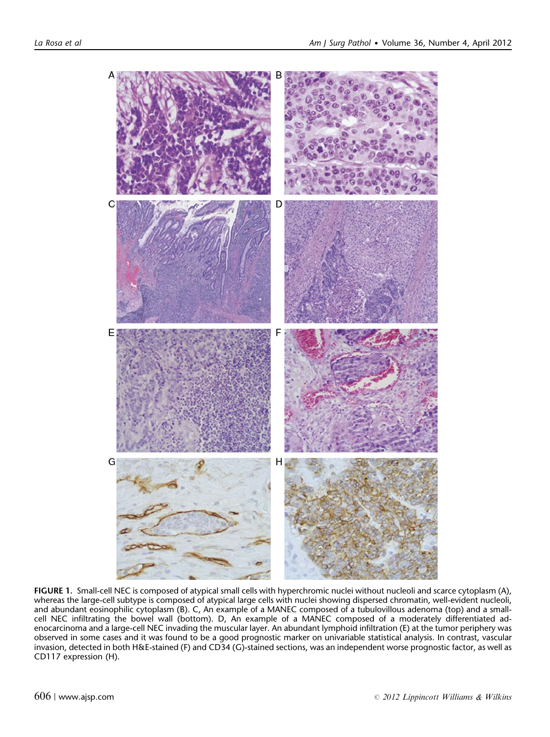**FIGURE 1.** Small-cell NEC is composed of atypical small cells with hyperchromic nuclei without nucleoli and scarce cytoplasm (A), whereas the large-cell subtype is composed of atypical large cells with nuclei showing dispersed chromatin, well-evident nucleoli, and abundant eosinophilic cytoplasm (B). C, An example of a MANEC composed of a tubulovillous adenoma (top) and a small-cell NEC infiltrating the bowel wall (bottom). D, An example of a MANEC composed of a moderately differentiated adenocarcinoma and a large-cell NEC invading the muscular layer. An abundant lymphoid infiltration (E) at the tumor periphery was observed in some cases and it was found to be a good prognostic marker on univariable statistical analysis. In contrast, vascular invasion, detected in both H&E-stained (F) and CD34 (G)-stained sections, was an independent worse prognostic factor, as well as CD117 expression (H).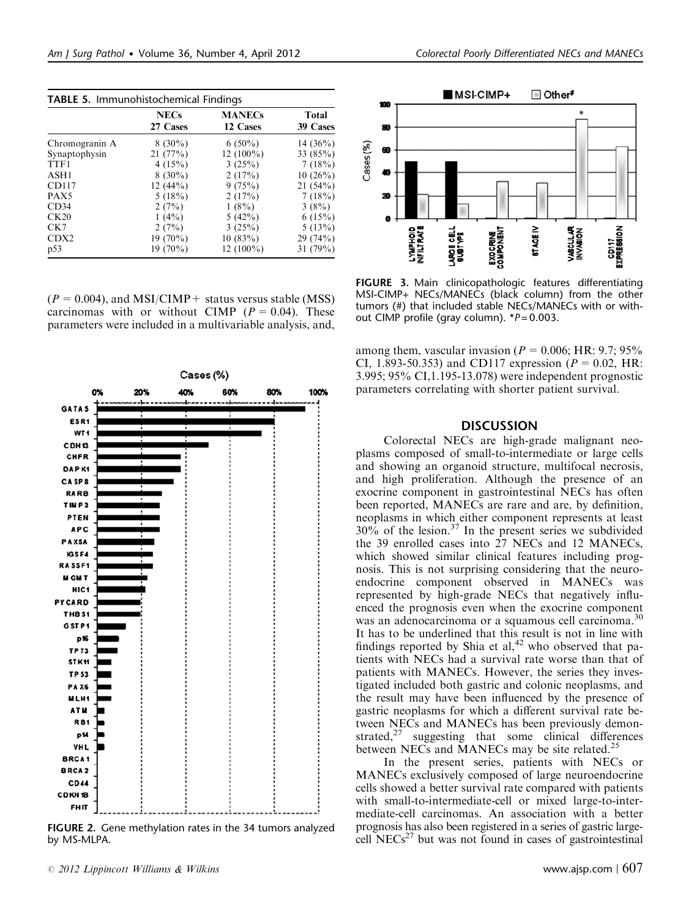**TABLE 5.** Immunohistochemical Findings

| | NECs 27 Cases | MANECs 12 Cases | Total 39 Cases |
|---|---|---|---|
| Chromogranin A | 8 (30%) | 6 (50%) | 14 (36%) |
| Synaptophysin | 21 (77%) | 12 (100%) | 33 (85%) |
| TTF1 | 4 (15%) | 3 (25%) | 7 (18%) |
| ASH1 | 8 (30%) | 2 (17%) | 10 (26%) |
| CD117 | 12 (44%) | 9 (75%) | 21 (54%) |
| PAX5 | 5 (18%) | 2 (17%) | 7 (18%) |
| CD34 | 2 (7%) | 1 (8%) | 3 (8%) |
| CK20 | 1 (4%) | 5 (42%) | 6 (15%) |
| CK7 | 2 (7%) | 3 (25%) | 5 (13%) |
| CDX2 | 19 (70%) | 10 (83%) | 29 (74%) |
| p53 | 19 (70%) | 12 (100%) | 31 (79%) |

($P$ = 0.004), and MSI/CIMP+ status versus stable (MSS) carcinomas with or without CIMP ($P$ = 0.04). These parameters were included in a multivariable analysis, and, among them, vascular invasion ($P$ = 0.006; HR: 9.7; 95% CI, 1.893-50.353) and CD117 expression ($P$ = 0.02, HR: 3.995; 95% CI,1.195-13.078) were independent prognostic parameters correlating with shorter patient survival.

**FIGURE 2.** Gene methylation rates in the 34 tumors analyzed by MS-MLPA.

**FIGURE 3.** Main clinicopathologic features differentiating MSI-CIMP+ NECs/MANECs (black column) from the other tumors (#) that included stable NECs/MANECs with or without CIMP profile (gray column). *$P$ = 0.003.

## DISCUSSION

Colorectal NECs are high-grade malignant neoplasms composed of small-to-intermediate or large cells and showing an organoid structure, multifocal necrosis, and high proliferation. Although the presence of an exocrine component in gastrointestinal NECs has often been reported, MANECs are rare and are, by definition, neoplasms in which either component represents at least 30% of the lesion.[37] In the present series we subdivided the 39 enrolled cases into 27 NECs and 12 MANECs, which showed similar clinical features including prognosis. This is not surprising considering that the neuroendocrine component observed in MANECs was represented by high-grade NECs that negatively influenced the prognosis even when the exocrine component was an adenocarcinoma or a squamous cell carcinoma.[30] It has to be underlined that this result is not in line with findings reported by Shia et al,[42] who observed that patients with NECs had a survival rate worse than that of patients with MANECs. However, the series they investigated included both gastric and colonic neoplasms, and the result may have been influenced by the presence of gastric neoplasms for which a different survival rate between NECs and MANECs has been previously demonstrated,[27] suggesting that some clinical differences between NECs and MANECs may be site related.[25]

In the present series, patients with NECs or MANECs exclusively composed of large neuroendocrine cells showed a better survival rate compared with patients with small-to-intermediate-cell or mixed large-to-intermediate-cell carcinomas. An association with a better prognosis has also been registered in a series of gastric large-cell NECs[27] but was not found in cases of gastrointestinal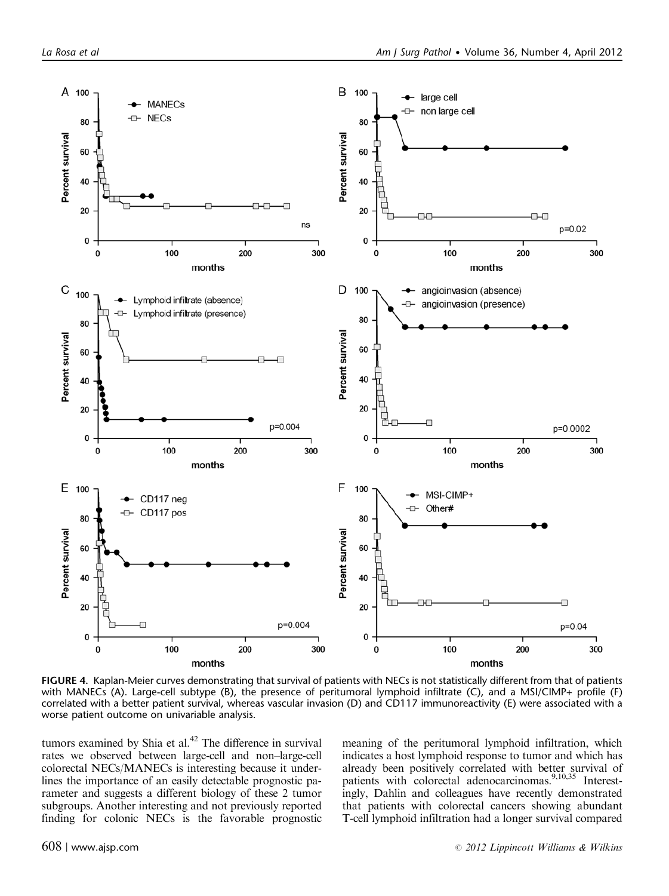**FIGURE 4.** Kaplan-Meier curves demonstrating that survival of patients with NECs is not statistically different from that of patients with MANECs (A). Large-cell subtype (B), the presence of peritumoral lymphoid infiltrate (C), and a MSI/CIMP+ profile (F) correlated with a better patient survival, whereas vascular invasion (D) and CD117 immunoreactivity (E) were associated with a worse patient outcome on univariable analysis.

tumors examined by Shia et al.[42] The difference in survival rates we observed between large-cell and non–large-cell colorectal NECs/MANECs is interesting because it underlines the importance of an easily detectable prognostic parameter and suggests a different biology of these 2 tumor subgroups. Another interesting and not previously reported finding for colonic NECs is the favorable prognostic meaning of the peritumoral lymphoid infiltration, which indicates a host lymphoid response to tumor and which has already been positively correlated with better survival of patients with colorectal adenocarcinomas.[9,10,35] Interestingly, Dahlin and colleagues have recently demonstrated that patients with colorectal cancers showing abundant T-cell lymphoid infiltration had a longer survival compared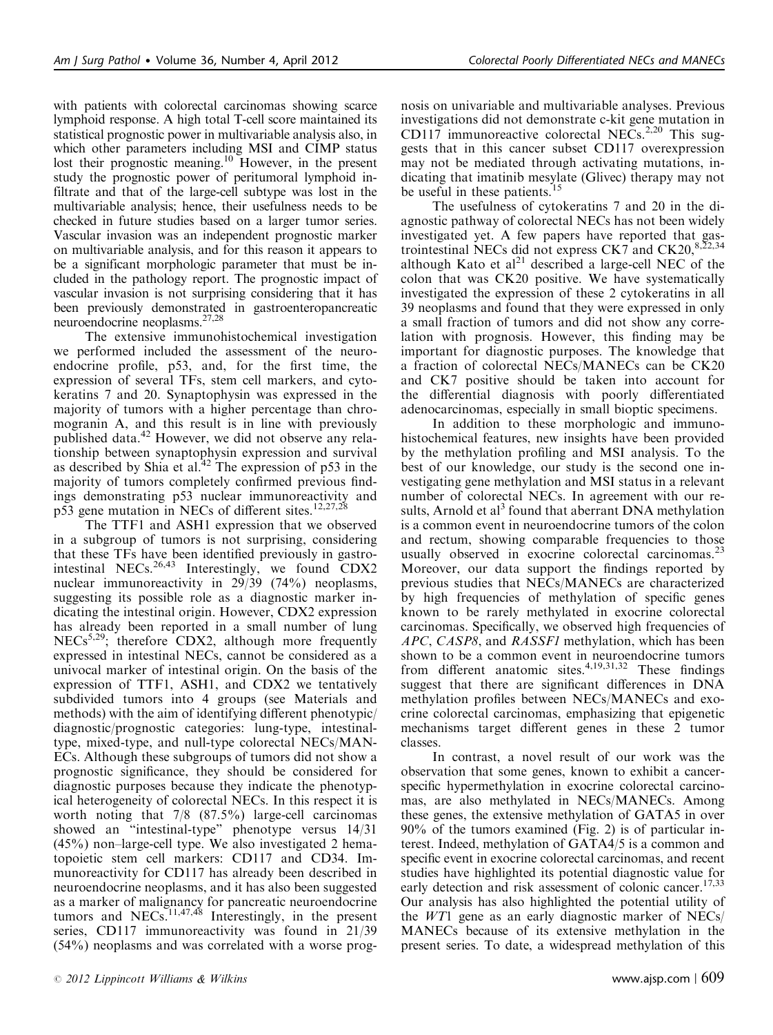with patients with colorectal carcinomas showing scarce lymphoid response. A high total T-cell score maintained its statistical prognostic power in multivariable analysis also, in which other parameters including MSI and CIMP status lost their prognostic meaning.[10] However, in the present study the prognostic power of peritumoral lymphoid infiltrate and that of the large-cell subtype was lost in the multivariable analysis; hence, their usefulness needs to be checked in future studies based on a larger tumor series. Vascular invasion was an independent prognostic marker on multivariable analysis, and for this reason it appears to be a significant morphologic parameter that must be included in the pathology report. The prognostic impact of vascular invasion is not surprising considering that it has been previously demonstrated in gastroenteropancreatic neuroendocrine neoplasms.[27,28]

The extensive immunohistochemical investigation we performed included the assessment of the neuroendocrine profile, p53, and, for the first time, the expression of several TFs, stem cell markers, and cytokeratins 7 and 20. Synaptophysin was expressed in the majority of tumors with a higher percentage than chromogranin A, and this result is in line with previously published data.[42] However, we did not observe any relationship between synaptophysin expression and survival as described by Shia et al.[42] The expression of p53 in the majority of tumors completely confirmed previous findings demonstrating p53 nuclear immunoreactivity and p53 gene mutation in NECs of different sites.[12,27,28]

The TTF1 and ASH1 expression that we observed in a subgroup of tumors is not surprising, considering that these TFs have been identified previously in gastrointestinal NECs.[26,43] Interestingly, we found CDX2 nuclear immunoreactivity in 29/39 (74%) neoplasms, suggesting its possible role as a diagnostic marker indicating the intestinal origin. However, CDX2 expression has already been reported in a small number of lung NECs[5,29]; therefore CDX2, although more frequently expressed in intestinal NECs, cannot be considered as a univocal marker of intestinal origin. On the basis of the expression of TTF1, ASH1, and CDX2 we tentatively subdivided tumors into 4 groups (see Materials and methods) with the aim of identifying different phenotypic/diagnostic/prognostic categories: lung-type, intestinal-type, mixed-type, and null-type colorectal NECs/MANECs. Although these subgroups of tumors did not show a prognostic significance, they should be considered for diagnostic purposes because they indicate the phenotypical heterogeneity of colorectal NECs. In this respect it is worth noting that 7/8 (87.5%) large-cell carcinomas showed an "intestinal-type" phenotype versus 14/31 (45%) non–large-cell type. We also investigated 2 hematopoietic stem cell markers: CD117 and CD34. Immunoreactivity for CD117 has already been described in neuroendocrine neoplasms, and it has also been suggested as a marker of malignancy for pancreatic neuroendocrine tumors and NECs.[11,47,48] Interestingly, in the present series, CD117 immunoreactivity was found in 21/39 (54%) neoplasms and was correlated with a worse prognosis on univariable and multivariable analyses. Previous investigations did not demonstrate c-kit gene mutation in CD117 immunoreactive colorectal NECs.[2,20] This suggests that in this cancer subset CD117 overexpression may not be mediated through activating mutations, indicating that imatinib mesylate (Glivec) therapy may not be useful in these patients.[15]

The usefulness of cytokeratins 7 and 20 in the diagnostic pathway of colorectal NECs has not been widely investigated yet. A few papers have reported that gastrointestinal NECs did not express CK7 and CK20,[8,22,34] although Kato et al[21] described a large-cell NEC of the colon that was CK20 positive. We have systematically investigated the expression of these 2 cytokeratins in all 39 neoplasms and found that they were expressed in only a small fraction of tumors and did not show any correlation with prognosis. However, this finding may be important for diagnostic purposes. The knowledge that a fraction of colorectal NECs/MANECs can be CK20 and CK7 positive should be taken into account for the differential diagnosis with poorly differentiated adenocarcinomas, especially in small bioptic specimens.

In addition to these morphologic and immunohistochemical features, new insights have been provided by the methylation profiling and MSI analysis. To the best of our knowledge, our study is the second one investigating gene methylation and MSI status in a relevant number of colorectal NECs. In agreement with our results, Arnold et al[3] found that aberrant DNA methylation is a common event in neuroendocrine tumors of the colon and rectum, showing comparable frequencies to those usually observed in exocrine colorectal carcinomas.[23] Moreover, our data support the findings reported by previous studies that NECs/MANECs are characterized by high frequencies of methylation of specific genes known to be rarely methylated in exocrine colorectal carcinomas. Specifically, we observed high frequencies of *APC*, *CASP8*, and *RASSF1* methylation, which has been shown to be a common event in neuroendocrine tumors from different anatomic sites.[4,19,31,32] These findings suggest that there are significant differences in DNA methylation profiles between NECs/MANECs and exocrine colorectal carcinomas, emphasizing that epigenetic mechanisms target different genes in these 2 tumor classes.

In contrast, a novel result of our work was the observation that some genes, known to exhibit a cancer-specific hypermethylation in exocrine colorectal carcinomas, are also methylated in NECs/MANECs. Among these genes, the extensive methylation of GATA5 in over 90% of the tumors examined (Fig. 2) is of particular interest. Indeed, methylation of GATA4/5 is a common and specific event in exocrine colorectal carcinomas, and recent studies have highlighted its potential diagnostic value for early detection and risk assessment of colonic cancer.[17,33] Our analysis has also highlighted the potential utility of the *WT1* gene as an early diagnostic marker of NECs/MANECs because of its extensive methylation in the present series. To date, a widespread methylation of this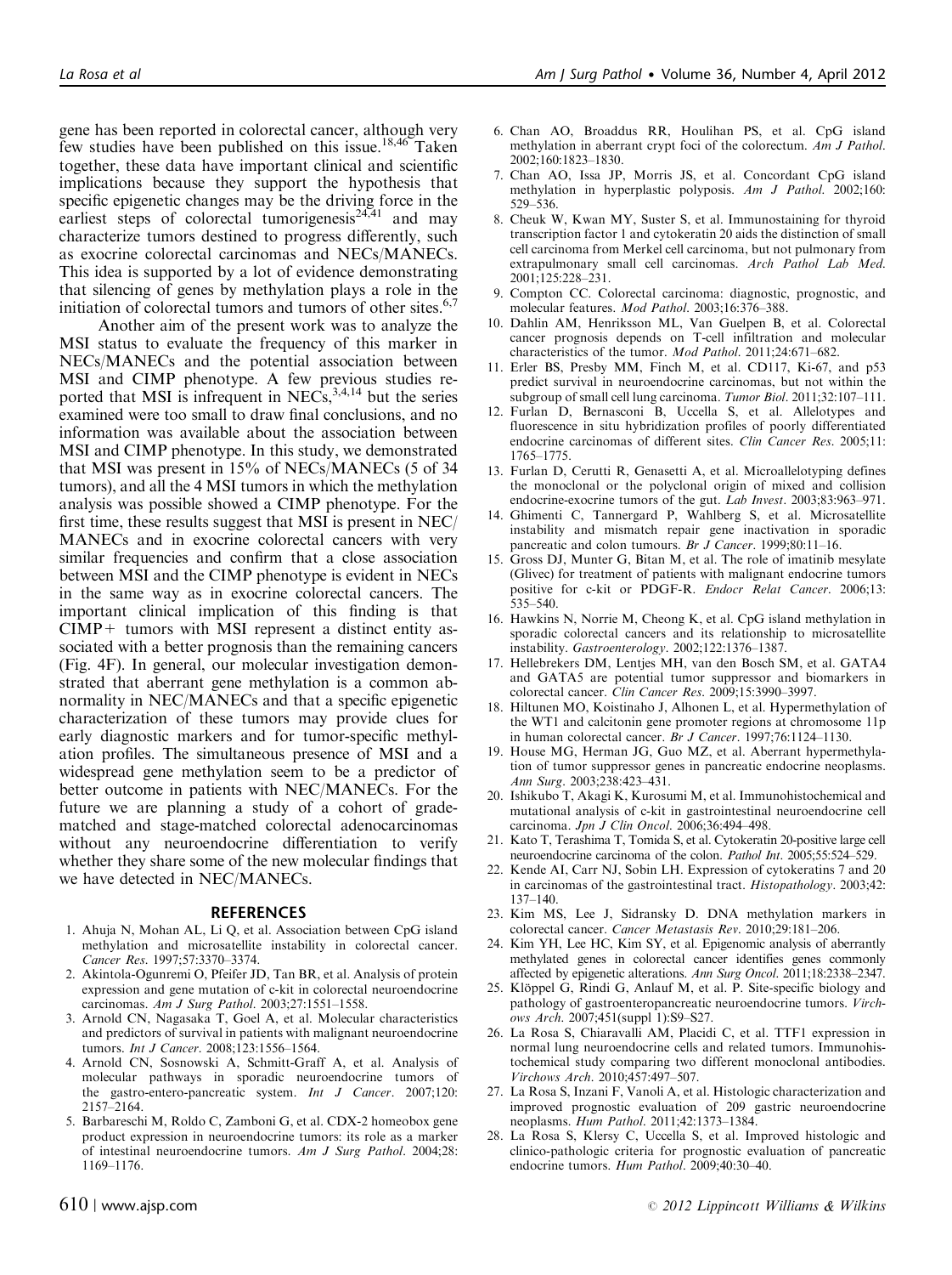gene has been reported in colorectal cancer, although very few studies have been published on this issue.[18,46] Taken together, these data have important clinical and scientific implications because they support the hypothesis that specific epigenetic changes may be the driving force in the earliest steps of colorectal tumorigenesis[24,41] and may characterize tumors destined to progress differently, such as exocrine colorectal carcinomas and NECs/MANECs. This idea is supported by a lot of evidence demonstrating that silencing of genes by methylation plays a role in the initiation of colorectal tumors and tumors of other sites.[6,7]

Another aim of the present work was to analyze the MSI status to evaluate the frequency of this marker in NECs/MANECs and the potential association between MSI and CIMP phenotype. A few previous studies reported that MSI is infrequent in NECs,[3,4,14] but the series examined were too small to draw final conclusions, and no information was available about the association between MSI and CIMP phenotype. In this study, we demonstrated that MSI was present in 15% of NECs/MANECs (5 of 34 tumors), and all the 4 MSI tumors in which the methylation analysis was possible showed a CIMP phenotype. For the first time, these results suggest that MSI is present in NEC/MANECs and in exocrine colorectal cancers with very similar frequencies and confirm that a close association between MSI and the CIMP phenotype is evident in NECs in the same way as in exocrine colorectal cancers. The important clinical implication of this finding is that CIMP+ tumors with MSI represent a distinct entity associated with a better prognosis than the remaining cancers (Fig. 4F). In general, our molecular investigation demonstrated that aberrant gene methylation is a common abnormality in NEC/MANECs and that a specific epigenetic characterization of these tumors may provide clues for early diagnostic markers and for tumor-specific methylation profiles. The simultaneous presence of MSI and a widespread gene methylation seem to be a predictor of better outcome in patients with NEC/MANECs. For the future we are planning a study of a cohort of grade-matched and stage-matched colorectal adenocarcinomas without any neuroendocrine differentiation to verify whether they share some of the new molecular findings that we have detected in NEC/MANECs.

## REFERENCES

1. Ahuja N, Mohan AL, Li Q, et al. Association between CpG island methylation and microsatellite instability in colorectal cancer. *Cancer Res*. 1997;57:3370–3374.
2. Akintola-Ogunremi O, Pfeifer JD, Tan BR, et al. Analysis of protein expression and gene mutation of c-kit in colorectal neuroendocrine carcinomas. *Am J Surg Pathol*. 2003;27:1551–1558.
3. Arnold CN, Nagasaka T, Goel A, et al. Molecular characteristics and predictors of survival in patients with malignant neuroendocrine tumors. *Int J Cancer*. 2008;123:1556–1564.
4. Arnold CN, Sosnowski A, Schmitt-Graff A, et al. Analysis of molecular pathways in sporadic neuroendocrine tumors of the gastro-entero-pancreatic system. *Int J Cancer*. 2007;120: 2157–2164.
5. Barbareschi M, Roldo C, Zamboni G, et al. CDX-2 homeobox gene product expression in neuroendocrine tumors: its role as a marker of intestinal neuroendocrine tumors. *Am J Surg Pathol*. 2004;28: 1169–1176.
6. Chan AO, Broaddus RR, Houlihan PS, et al. CpG island methylation in aberrant crypt foci of the colorectum. *Am J Pathol*. 2002;160:1823–1830.
7. Chan AO, Issa JP, Morris JS, et al. Concordant CpG island methylation in hyperplastic polyposis. *Am J Pathol*. 2002;160: 529–536.
8. Cheuk W, Kwan MY, Suster S, et al. Immunostaining for thyroid transcription factor 1 and cytokeratin 20 aids the distinction of small cell carcinoma from Merkel cell carcinoma, but not pulmonary from extrapulmonary small cell carcinomas. *Arch Pathol Lab Med*. 2001;125:228–231.
9. Compton CC. Colorectal carcinoma: diagnostic, prognostic, and molecular features. *Mod Pathol*. 2003;16:376–388.
10. Dahlin AM, Henriksson ML, Van Guelpen B, et al. Colorectal cancer prognosis depends on T-cell infiltration and molecular characteristics of the tumor. *Mod Pathol*. 2011;24:671–682.
11. Erler BS, Presby MM, Finch M, et al. CD117, Ki-67, and p53 predict survival in neuroendocrine carcinomas, but not within the subgroup of small cell lung carcinoma. *Tumor Biol*. 2011;32:107–111.
12. Furlan D, Bernasconi B, Uccella S, et al. Allelotypes and fluorescence in situ hybridization profiles of poorly differentiated endocrine carcinomas of different sites. *Clin Cancer Res*. 2005;11: 1765–1775.
13. Furlan D, Cerutti R, Genasetti A, et al. Microallelotyping defines the monoclonal or the polyclonal origin of mixed and collision endocrine-exocrine tumors of the gut. *Lab Invest*. 2003;83:963–971.
14. Ghimenti C, Tannergard P, Wahlberg S, et al. Microsatellite instability and mismatch repair gene inactivation in sporadic pancreatic and colon tumours. *Br J Cancer*. 1999;80:11–16.
15. Gross DJ, Munter G, Bitan M, et al. The role of imatinib mesylate (Glivec) for treatment of patients with malignant endocrine tumors positive for c-kit or PDGF-R. *Endocr Relat Cancer*. 2006;13: 535–540.
16. Hawkins N, Norrie M, Cheong K, et al. CpG island methylation in sporadic colorectal cancers and its relationship to microsatellite instability. *Gastroenterology*. 2002;122:1376–1387.
17. Hellebrekers DM, Lentjes MH, van den Bosch SM, et al. GATA4 and GATA5 are potential tumor suppressor and biomarkers in colorectal cancer. *Clin Cancer Res*. 2009;15:3990–3997.
18. Hiltunen MO, Koistinaho J, Alhonen L, et al. Hypermethylation of the WT1 and calcitonin gene promoter regions at chromosome 11p in human colorectal cancer. *Br J Cancer*. 1997;76:1124–1130.
19. House MG, Herman JG, Guo MZ, et al. Aberrant hypermethylation of tumor suppressor genes in pancreatic endocrine neoplasms. *Ann Surg*. 2003;238:423–431.
20. Ishikubo T, Akagi K, Kurosumi M, et al. Immunohistochemical and mutational analysis of c-kit in gastrointestinal neuroendocrine cell carcinoma. *Jpn J Clin Oncol*. 2006;36:494–498.
21. Kato T, Terashima T, Tomida S, et al. Cytokeratin 20-positive large cell neuroendocrine carcinoma of the colon. *Pathol Int*. 2005;55:524–529.
22. Kende AI, Carr NJ, Sobin LH. Expression of cytokeratins 7 and 20 in carcinomas of the gastrointestinal tract. *Histopathology*. 2003;42: 137–140.
23. Kim MS, Lee J, Sidransky D. DNA methylation markers in colorectal cancer. *Cancer Metastasis Rev*. 2010;29:181–206.
24. Kim YH, Lee HC, Kim SY, et al. Epigenomic analysis of aberrantly methylated genes in colorectal cancer identifies genes commonly affected by epigenetic alterations. *Ann Surg Oncol*. 2011;18:2338–2347.
25. Klöppel G, Rindi G, Anlauf M, et al. P. Site-specific biology and pathology of gastroenteropancreatic neuroendocrine tumors. *Virchows Arch*. 2007;451(suppl 1):S9–S27.
26. La Rosa S, Chiaravalli AM, Placidi C, et al. TTF1 expression in normal lung neuroendocrine cells and related tumors. Immunohistochemical study comparing two different monoclonal antibodies. *Virchows Arch*. 2010;457:497–507.
27. La Rosa S, Inzani F, Vanoli A, et al. Histologic characterization and improved prognostic evaluation of 209 gastric neuroendocrine neoplasms. *Hum Pathol*. 2011;42:1373–1384.
28. La Rosa S, Klersy C, Uccella S, et al. Improved histologic and clinico-pathologic criteria for prognostic evaluation of pancreatic endocrine tumors. *Hum Pathol*. 2009;40:30–40.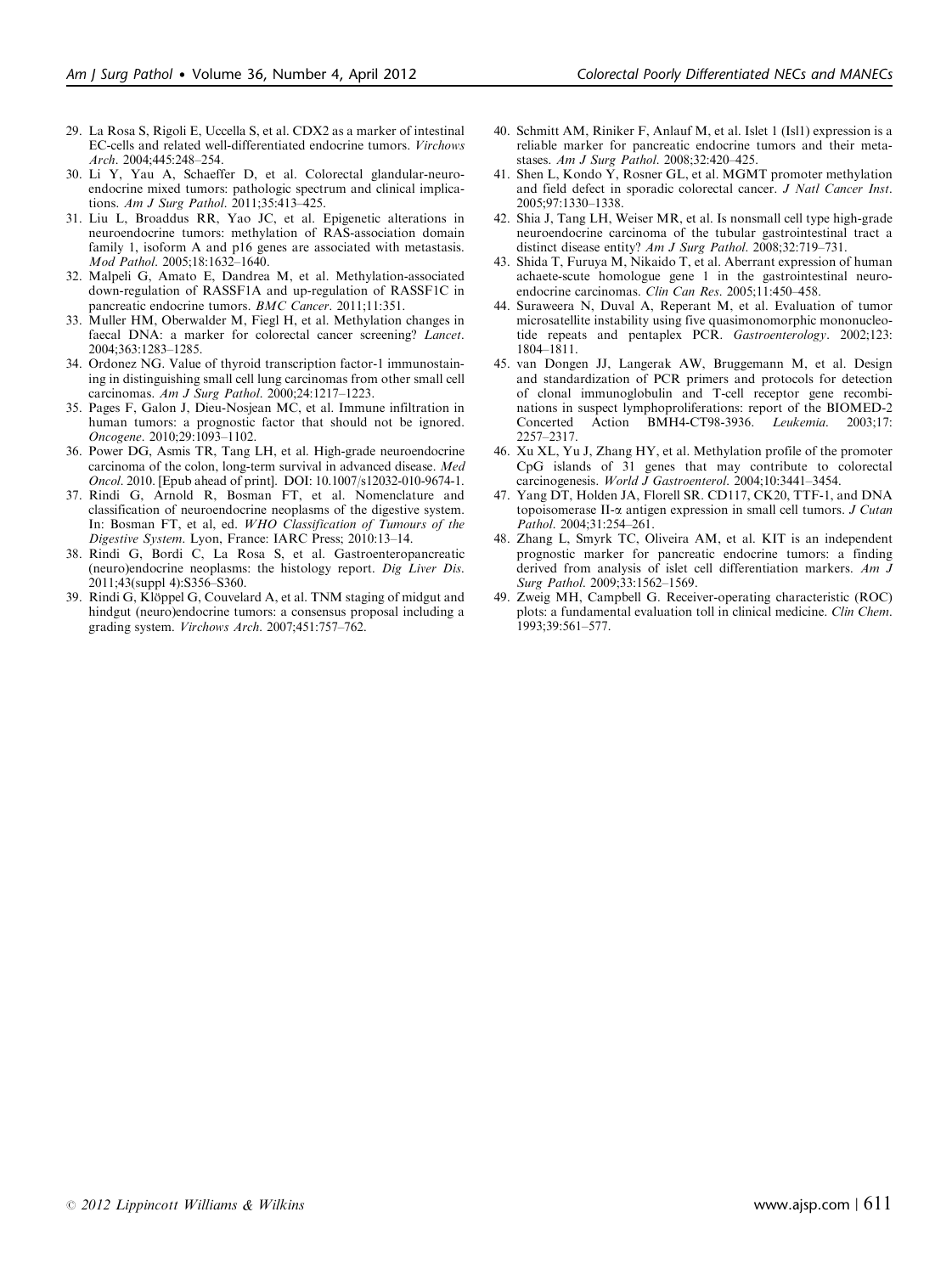29. La Rosa S, Rigoli E, Uccella S, et al. CDX2 as a marker of intestinal EC-cells and related well-differentiated endocrine tumors. *Virchows Arch*. 2004;445:248–254.
30. Li Y, Yau A, Schaeffer D, et al. Colorectal glandular-neuroendocrine mixed tumors: pathologic spectrum and clinical implications. *Am J Surg Pathol*. 2011;35:413–425.
31. Liu L, Broaddus RR, Yao JC, et al. Epigenetic alterations in neuroendocrine tumors: methylation of RAS-association domain family 1, isoform A and p16 genes are associated with metastasis. *Mod Pathol*. 2005;18:1632–1640.
32. Malpeli G, Amato E, Dandrea M, et al. Methylation-associated down-regulation of RASSF1A and up-regulation of RASSF1C in pancreatic endocrine tumors. *BMC Cancer*. 2011;11:351.
33. Muller HM, Oberwalder M, Fiegl H, et al. Methylation changes in faecal DNA: a marker for colorectal cancer screening? *Lancet*. 2004;363:1283–1285.
34. Ordonez NG. Value of thyroid transcription factor-1 immunostaining in distinguishing small cell lung carcinomas from other small cell carcinomas. *Am J Surg Pathol*. 2000;24:1217–1223.
35. Pages F, Galon J, Dieu-Nosjean MC, et al. Immune infiltration in human tumors: a prognostic factor that should not be ignored. *Oncogene*. 2010;29:1093–1102.
36. Power DG, Asmis TR, Tang LH, et al. High-grade neuroendocrine carcinoma of the colon, long-term survival in advanced disease. *Med Oncol*. 2010. [Epub ahead of print]. DOI: 10.1007/s12032-010-9674-1.
37. Rindi G, Arnold R, Bosman FT, et al. Nomenclature and classification of neuroendocrine neoplasms of the digestive system. In: Bosman FT, et al, ed. *WHO Classification of Tumours of the Digestive System*. Lyon, France: IARC Press; 2010:13–14.
38. Rindi G, Bordi C, La Rosa S, et al. Gastroenteropancreatic (neuro)endocrine neoplasms: the histology report. *Dig Liver Dis*. 2011;43(suppl 4):S356–S360.
39. Rindi G, Klöppel G, Couvelard A, et al. TNM staging of midgut and hindgut (neuro)endocrine tumors: a consensus proposal including a grading system. *Virchows Arch*. 2007;451:757–762.
40. Schmitt AM, Riniker F, Anlauf M, et al. Islet 1 (Isl1) expression is a reliable marker for pancreatic endocrine tumors and their metastases. *Am J Surg Pathol*. 2008;32:420–425.
41. Shen L, Kondo Y, Rosner GL, et al. MGMT promoter methylation and field defect in sporadic colorectal cancer. *J Natl Cancer Inst*. 2005;97:1330–1338.
42. Shia J, Tang LH, Weiser MR, et al. Is nonsmall cell type high-grade neuroendocrine carcinoma of the tubular gastrointestinal tract a distinct disease entity? *Am J Surg Pathol*. 2008;32:719–731.
43. Shida T, Furuya M, Nikaido T, et al. Aberrant expression of human achaete-scute homologue gene 1 in the gastrointestinal neuroendocrine carcinomas. *Clin Can Res*. 2005;11:450–458.
44. Suraweera N, Duval A, Reperant M, et al. Evaluation of tumor microsatellite instability using five quasimonomorphic mononucleotide repeats and pentaplex PCR. *Gastroenterology*. 2002;123:1804–1811.
45. van Dongen JJ, Langerak AW, Bruggemann M, et al. Design and standardization of PCR primers and protocols for detection of clonal immunoglobulin and T-cell receptor gene recombinations in suspect lymphoproliferations: report of the BIOMED-2 Concerted Action BMH4-CT98-3936. *Leukemia*. 2003;17:2257–2317.
46. Xu XL, Yu J, Zhang HY, et al. Methylation profile of the promoter CpG islands of 31 genes that may contribute to colorectal carcinogenesis. *World J Gastroenterol*. 2004;10:3441–3454.
47. Yang DT, Holden JA, Florell SR. CD117, CK20, TTF-1, and DNA topoisomerase II-α antigen expression in small cell tumors. *J Cutan Pathol*. 2004;31:254–261.
48. Zhang L, Smyrk TC, Oliveira AM, et al. KIT is an independent prognostic marker for pancreatic endocrine tumors: a finding derived from analysis of islet cell differentiation markers. *Am J Surg Pathol*. 2009;33:1562–1569.
49. Zweig MH, Campbell G. Receiver-operating characteristic (ROC) plots: a fundamental evaluation toll in clinical medicine. *Clin Chem*. 1993;39:561–577.